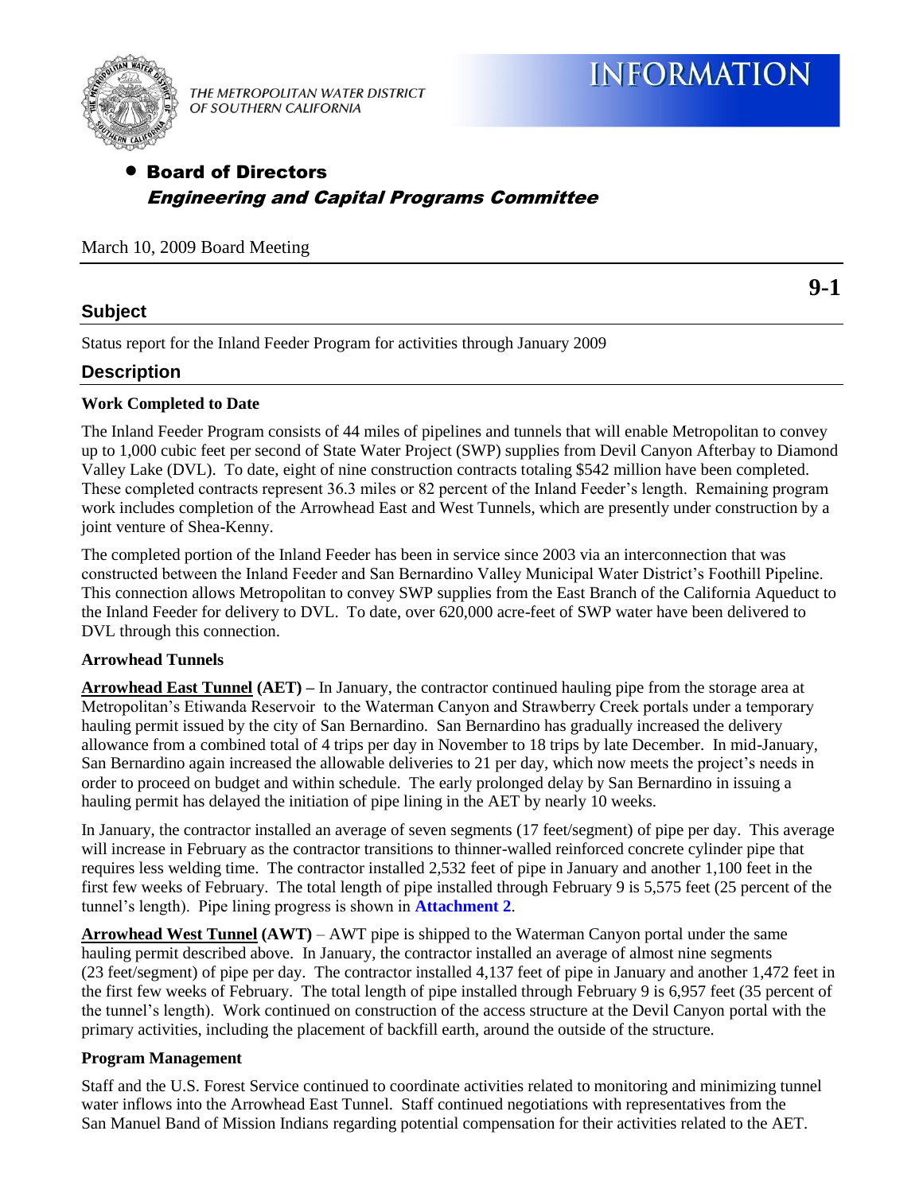THE METROPOLITAN WATER DISTRICT OF SOUTHERN CALIFORNIA

# INFORMATION

- **Board of Directors**
  ***Engineering and Capital Programs Committee***

March 10, 2009 Board Meeting

**9-1**

## Subject

Status report for the Inland Feeder Program for activities through January 2009

## Description

**Work Completed to Date**

The Inland Feeder Program consists of 44 miles of pipelines and tunnels that will enable Metropolitan to convey up to 1,000 cubic feet per second of State Water Project (SWP) supplies from Devil Canyon Afterbay to Diamond Valley Lake (DVL). To date, eight of nine construction contracts totaling $542 million have been completed. These completed contracts represent 36.3 miles or 82 percent of the Inland Feeder's length. Remaining program work includes completion of the Arrowhead East and West Tunnels, which are presently under construction by a joint venture of Shea-Kenny.

The completed portion of the Inland Feeder has been in service since 2003 via an interconnection that was constructed between the Inland Feeder and San Bernardino Valley Municipal Water District's Foothill Pipeline. This connection allows Metropolitan to convey SWP supplies from the East Branch of the California Aqueduct to the Inland Feeder for delivery to DVL. To date, over 620,000 acre-feet of SWP water have been delivered to DVL through this connection.

**Arrowhead Tunnels**

**Arrowhead East Tunnel (AET) –** In January, the contractor continued hauling pipe from the storage area at Metropolitan's Etiwanda Reservoir to the Waterman Canyon and Strawberry Creek portals under a temporary hauling permit issued by the city of San Bernardino. San Bernardino has gradually increased the delivery allowance from a combined total of 4 trips per day in November to 18 trips by late December. In mid-January, San Bernardino again increased the allowable deliveries to 21 per day, which now meets the project's needs in order to proceed on budget and within schedule. The early prolonged delay by San Bernardino in issuing a hauling permit has delayed the initiation of pipe lining in the AET by nearly 10 weeks.

In January, the contractor installed an average of seven segments (17 feet/segment) of pipe per day. This average will increase in February as the contractor transitions to thinner-walled reinforced concrete cylinder pipe that requires less welding time. The contractor installed 2,532 feet of pipe in January and another 1,100 feet in the first few weeks of February. The total length of pipe installed through February 9 is 5,575 feet (25 percent of the tunnel's length). Pipe lining progress is shown in **Attachment 2**.

**Arrowhead West Tunnel (AWT)** – AWT pipe is shipped to the Waterman Canyon portal under the same hauling permit described above. In January, the contractor installed an average of almost nine segments (23 feet/segment) of pipe per day. The contractor installed 4,137 feet of pipe in January and another 1,472 feet in the first few weeks of February. The total length of pipe installed through February 9 is 6,957 feet (35 percent of the tunnel's length). Work continued on construction of the access structure at the Devil Canyon portal with the primary activities, including the placement of backfill earth, around the outside of the structure.

**Program Management**

Staff and the U.S. Forest Service continued to coordinate activities related to monitoring and minimizing tunnel water inflows into the Arrowhead East Tunnel. Staff continued negotiations with representatives from the San Manuel Band of Mission Indians regarding potential compensation for their activities related to the AET.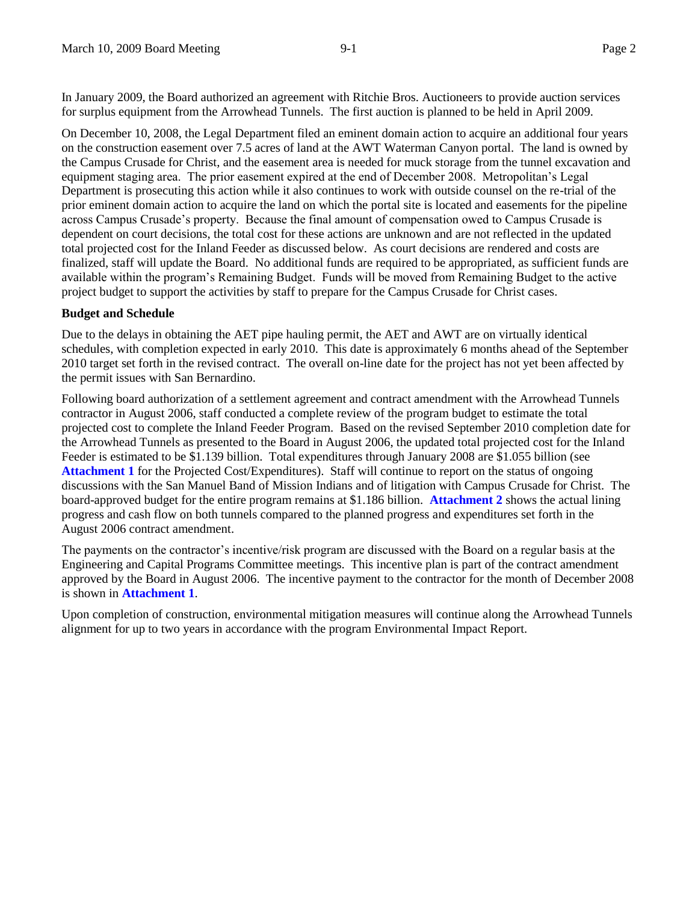In January 2009, the Board authorized an agreement with Ritchie Bros. Auctioneers to provide auction services for surplus equipment from the Arrowhead Tunnels. The first auction is planned to be held in April 2009.

On December 10, 2008, the Legal Department filed an eminent domain action to acquire an additional four years on the construction easement over 7.5 acres of land at the AWT Waterman Canyon portal. The land is owned by the Campus Crusade for Christ, and the easement area is needed for muck storage from the tunnel excavation and equipment staging area. The prior easement expired at the end of December 2008. Metropolitan's Legal Department is prosecuting this action while it also continues to work with outside counsel on the re-trial of the prior eminent domain action to acquire the land on which the portal site is located and easements for the pipeline across Campus Crusade's property. Because the final amount of compensation owed to Campus Crusade is dependent on court decisions, the total cost for these actions are unknown and are not reflected in the updated total projected cost for the Inland Feeder as discussed below. As court decisions are rendered and costs are finalized, staff will update the Board. No additional funds are required to be appropriated, as sufficient funds are available within the program's Remaining Budget. Funds will be moved from Remaining Budget to the active project budget to support the activities by staff to prepare for the Campus Crusade for Christ cases.

**Budget and Schedule**

Due to the delays in obtaining the AET pipe hauling permit, the AET and AWT are on virtually identical schedules, with completion expected in early 2010. This date is approximately 6 months ahead of the September 2010 target set forth in the revised contract. The overall on-line date for the project has not yet been affected by the permit issues with San Bernardino.

Following board authorization of a settlement agreement and contract amendment with the Arrowhead Tunnels contractor in August 2006, staff conducted a complete review of the program budget to estimate the total projected cost to complete the Inland Feeder Program. Based on the revised September 2010 completion date for the Arrowhead Tunnels as presented to the Board in August 2006, the updated total projected cost for the Inland Feeder is estimated to be $1.139 billion. Total expenditures through January 2008 are $1.055 billion (see **Attachment 1** for the Projected Cost/Expenditures). Staff will continue to report on the status of ongoing discussions with the San Manuel Band of Mission Indians and of litigation with Campus Crusade for Christ. The board-approved budget for the entire program remains at $1.186 billion. **Attachment 2** shows the actual lining progress and cash flow on both tunnels compared to the planned progress and expenditures set forth in the August 2006 contract amendment.

The payments on the contractor's incentive/risk program are discussed with the Board on a regular basis at the Engineering and Capital Programs Committee meetings. This incentive plan is part of the contract amendment approved by the Board in August 2006. The incentive payment to the contractor for the month of December 2008 is shown in **Attachment 1**.

Upon completion of construction, environmental mitigation measures will continue along the Arrowhead Tunnels alignment for up to two years in accordance with the program Environmental Impact Report.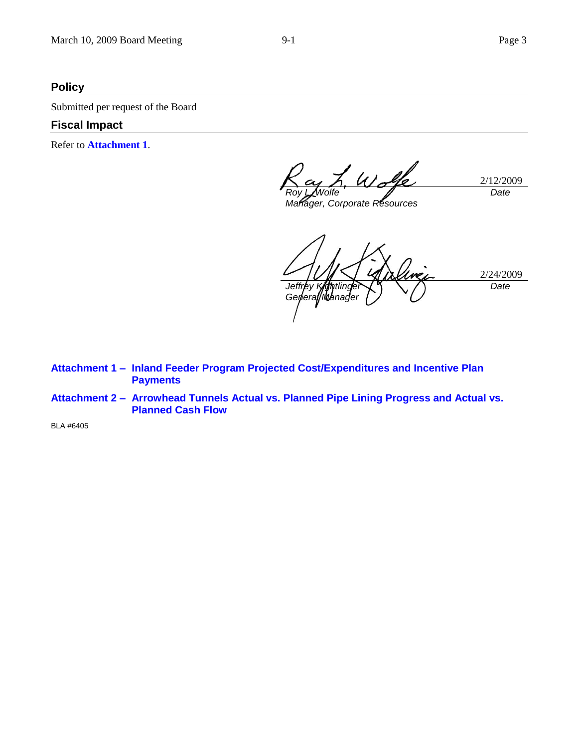## Policy

Submitted per request of the Board

## Fiscal Impact

Refer to **Attachment 1**.

| | |
|---|---|
| *Roy L. Wolfe* | 2/12/2009 |
| *Manager, Corporate Resources* | *Date* |

| | |
|---|---|
| *Jeffrey Kightlinger* | 2/24/2009 |
| *General Manager* | *Date* |

**Attachment 1 – Inland Feeder Program Projected Cost/Expenditures and Incentive Plan Payments**

**Attachment 2 – Arrowhead Tunnels Actual vs. Planned Pipe Lining Progress and Actual vs. Planned Cash Flow**

BLA #6405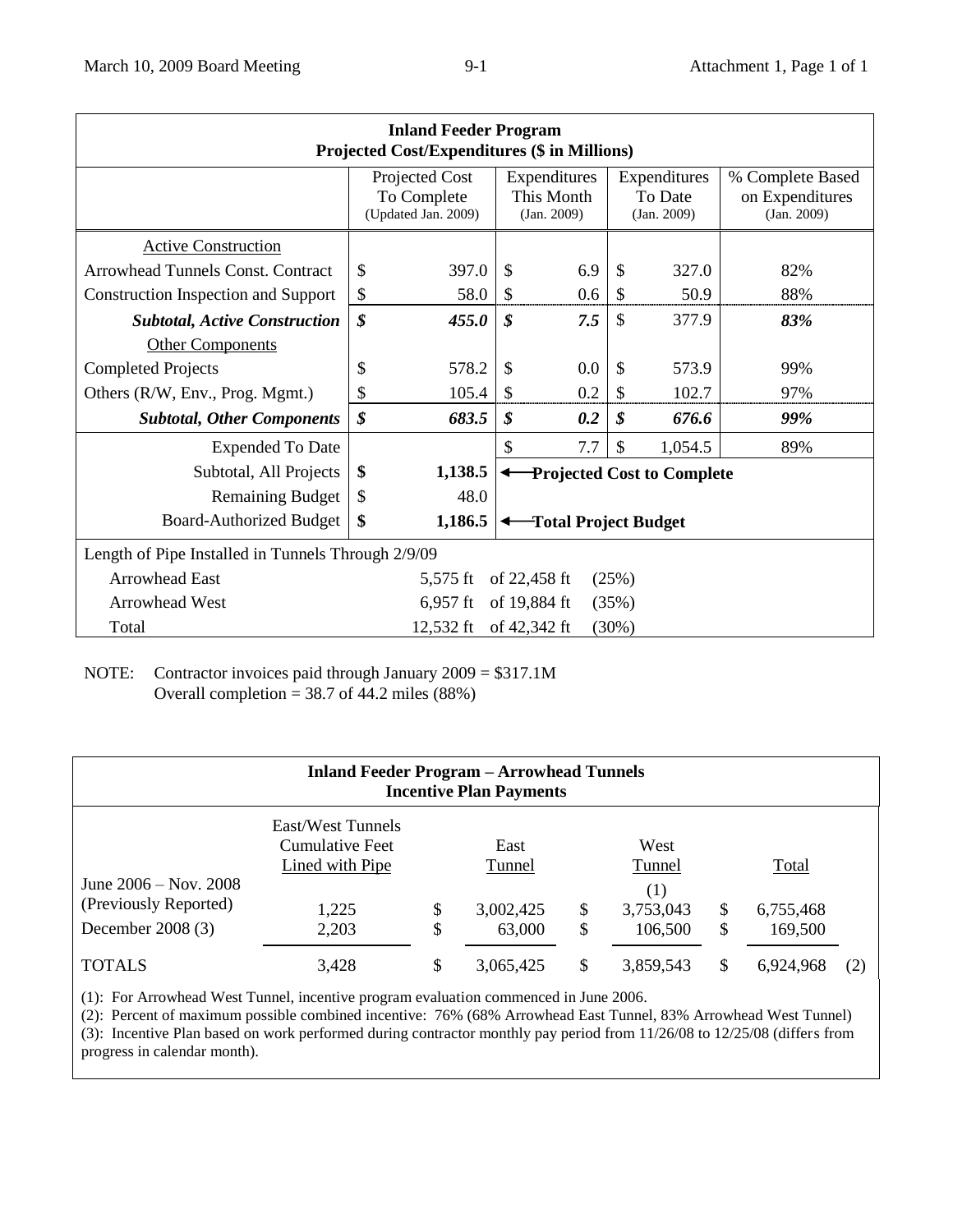| Inland Feeder Program<br>Projected Cost/Expenditures ($ in Millions) | | | | |
|---|---|---|---|---|
| | Projected Cost To Complete (Updated Jan. 2009) | Expenditures This Month (Jan. 2009) | Expenditures To Date (Jan. 2009) | % Complete Based on Expenditures (Jan. 2009) |
| Active Construction | | | | |
| Arrowhead Tunnels Const. Contract | $ 397.0 | $ 6.9 | $ 327.0 | 82% |
| Construction Inspection and Support | $ 58.0 | $ 0.6 | $ 50.9 | 88% |
| ***Subtotal, Active Construction*** | ***$ 455.0*** | ***$ 7.5*** | $ 377.9 | ***83%*** |
| Other Components | | | | |
| Completed Projects | $ 578.2 | $ 0.0 | $ 573.9 | 99% |
| Others (R/W, Env., Prog. Mgmt.) | $ 105.4 | $ 0.2 | $ 102.7 | 97% |
| ***Subtotal, Other Components*** | ***$ 683.5*** | ***$ 0.2*** | ***$ 676.6*** | ***99%*** |
| Expended To Date | | $ 7.7 | $ 1,054.5 | 89% |
| Subtotal, All Projects | **$ 1,138.5** | ← **Projected Cost to Complete** | | |
| Remaining Budget | $ 48.0 | | | |
| Board-Authorized Budget | **$ 1,186.5** | ← **Total Project Budget** | | |

| Length of Pipe Installed in Tunnels Through 2/9/09 | | | |
|---|---|---|---|
| Arrowhead East | 5,575 ft | of 22,458 ft | (25%) |
| Arrowhead West | 6,957 ft | of 19,884 ft | (35%) |
| Total | 12,532 ft | of 42,342 ft | (30%) |

NOTE: Contractor invoices paid through January 2009 = $317.1M
Overall completion = 38.7 of 44.2 miles (88%)

| Inland Feeder Program – Arrowhead Tunnels<br>Incentive Plan Payments | | | | | |
|---|---|---|---|---|---|
| | East/West Tunnels Cumulative Feet Lined with Pipe | East Tunnel | West Tunnel (1) | Total | |
| June 2006 – Nov. 2008 (Previously Reported) | 1,225 | $ 3,002,425 | $ 3,753,043 | $ 6,755,468 | |
| December 2008 (3) | 2,203 | $ 63,000 | $ 106,500 | $ 169,500 | |
| TOTALS | 3,428 | $ 3,065,425 | $ 3,859,543 | $ 6,924,968 | (2) |

(1): For Arrowhead West Tunnel, incentive program evaluation commenced in June 2006.
(2): Percent of maximum possible combined incentive: 76% (68% Arrowhead East Tunnel, 83% Arrowhead West Tunnel)
(3): Incentive Plan based on work performed during contractor monthly pay period from 11/26/08 to 12/25/08 (differs from progress in calendar month).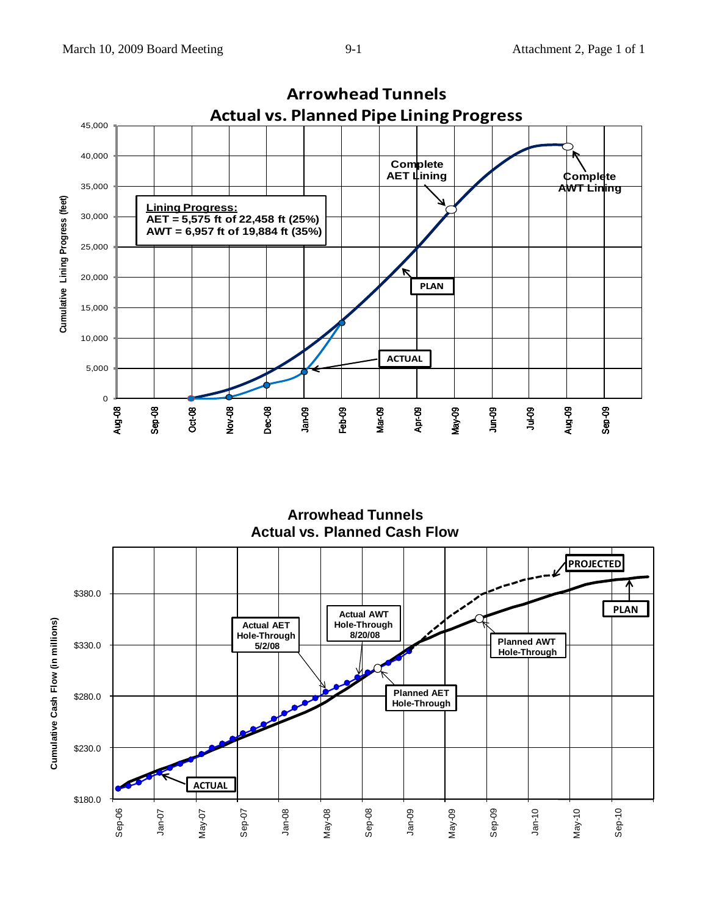## Arrowhead Tunnels
## Actual vs. Planned Pipe Lining Progress

Cumulative Lining Progress (feet)

45,000
40,000
35,000
30,000
25,000
20,000
15,000
10,000
5,000
0

Aug-08 Sep-08 Oct-08 Nov-08 Dec-08 Jan-09 Feb-09 Mar-09 Apr-09 May-09 Jun-09 Jul-09 Aug-09 Sep-09

**Lining Progress:**
**AET = 5,575 ft of 22,458 ft (25%)**
**AWT = 6,957 ft of 19,884 ft (35%)**

Complete AET Lining

Complete AWT Lining

PLAN

ACTUAL

## Arrowhead Tunnels
## Actual vs. Planned Cash Flow

Cumulative Cash Flow (in millions)

$380.0
$330.0
$280.0
$230.0
$180.0

Sep-06 Jan-07 May-07 Sep-07 Jan-08 May-08 Sep-08 Jan-09 May-09 Sep-09 Jan-10 May-10 Sep-10

PROJECTED

PLAN

Actual AWT Hole-Through 8/20/08

Actual AET Hole-Through 5/2/08

Planned AWT Hole-Through

Planned AET Hole-Through

ACTUAL